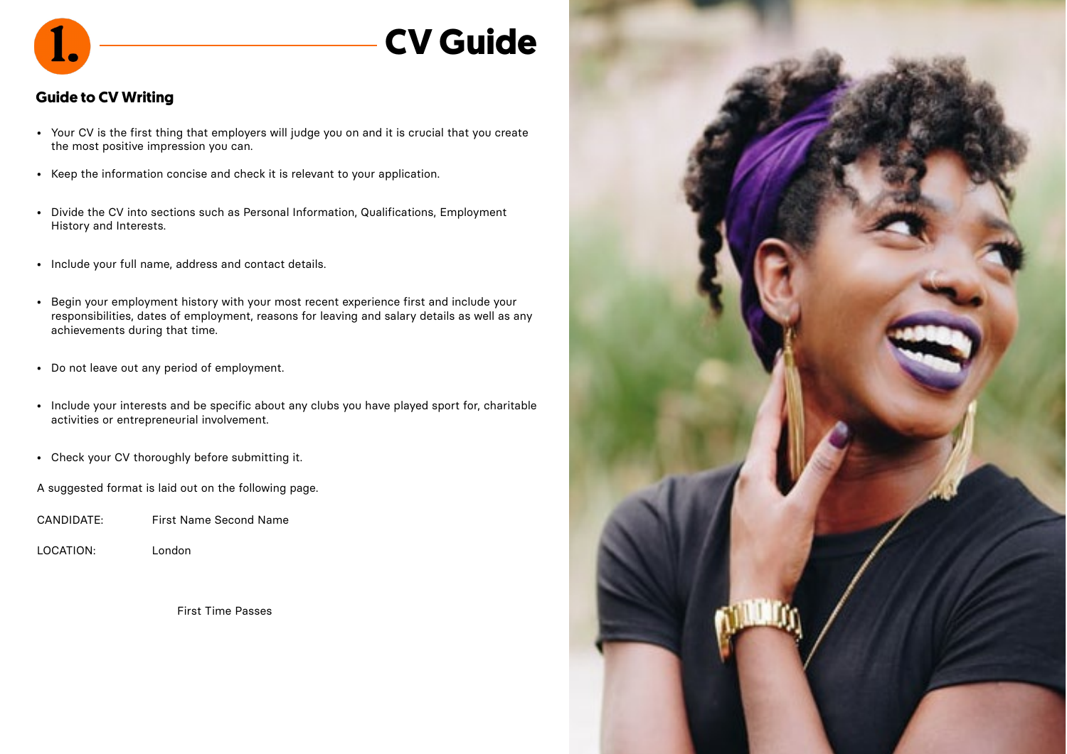# 1. CV Guide

## Guide to CV Writing

- Your CV is the first thing that employers will judge you on and it is crucial that you create the most positive impression you can.
- Keep the information concise and check it is relevant to your application.
- Divide the CV into sections such as Personal Information, Qualifications, Employment History and Interests.
- Include your full name, address and contact details.
- Begin your employment history with your most recent experience first and include your responsibilities, dates of employment, reasons for leaving and salary details as well as any achievements during that time.
- Do not leave out any period of employment.
- Include your interests and be specific about any clubs you have played sport for, charitable activities or entrepreneurial involvement.
- Check your CV thoroughly before submitting it.

A suggested format is laid out on the following page.

CANDIDATE: First Name Second Name

LOCATION: London

First Time Passes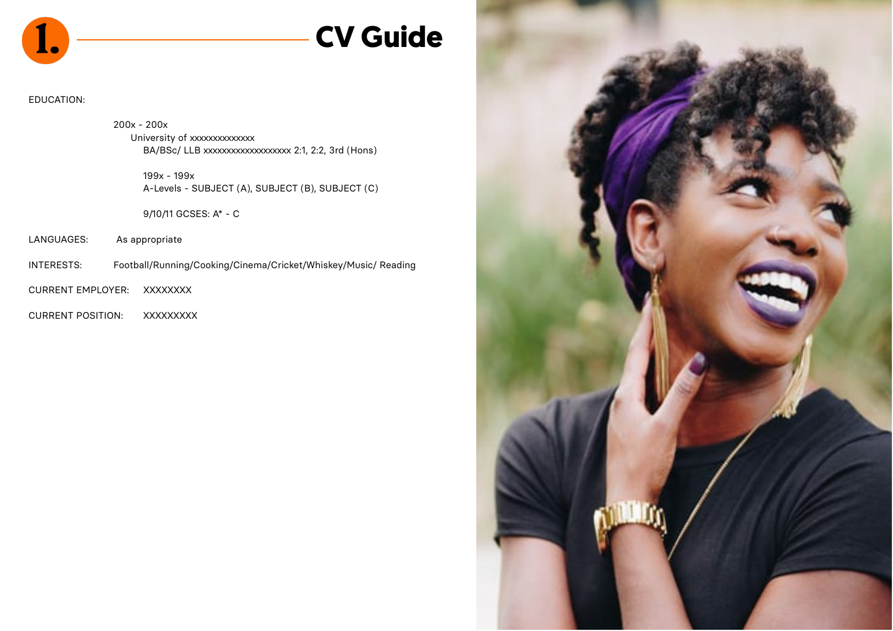# 1. CV Guide

EDUCATION:

200x - 200x
University of xxxxxxxxxxxxxx
BA/BSc/ LLB xxxxxxxxxxxxxxxxxxx 2:1, 2:2, 3rd (Hons)

199x - 199x
A-Levels - SUBJECT (A), SUBJECT (B), SUBJECT (C)

9/10/11 GCSES: A* - C

LANGUAGES: As appropriate

INTERESTS: Football/Running/Cooking/Cinema/Cricket/Whiskey/Music/ Reading

CURRENT EMPLOYER: XXXXXXXX

CURRENT POSITION: XXXXXXXXX